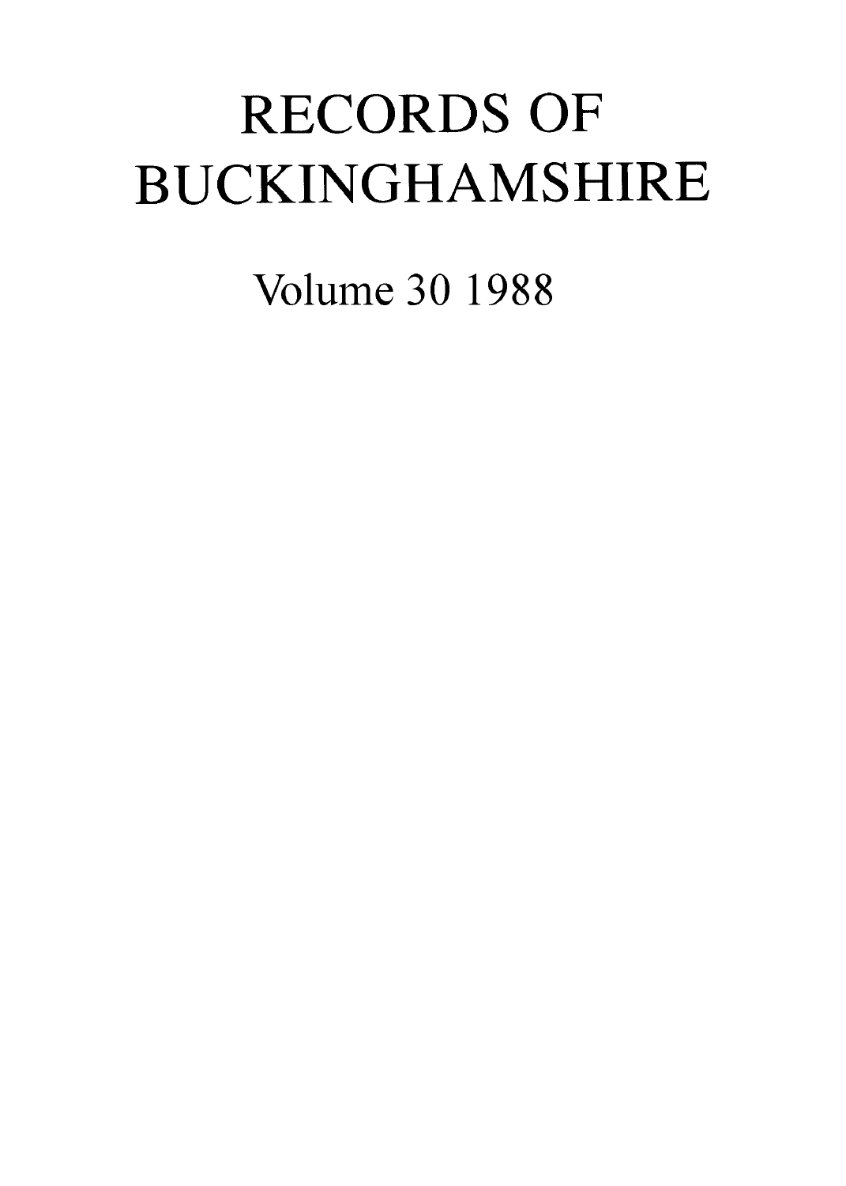# RECORDS OF BUCKINGHAMSHIRE

Volume 30 1988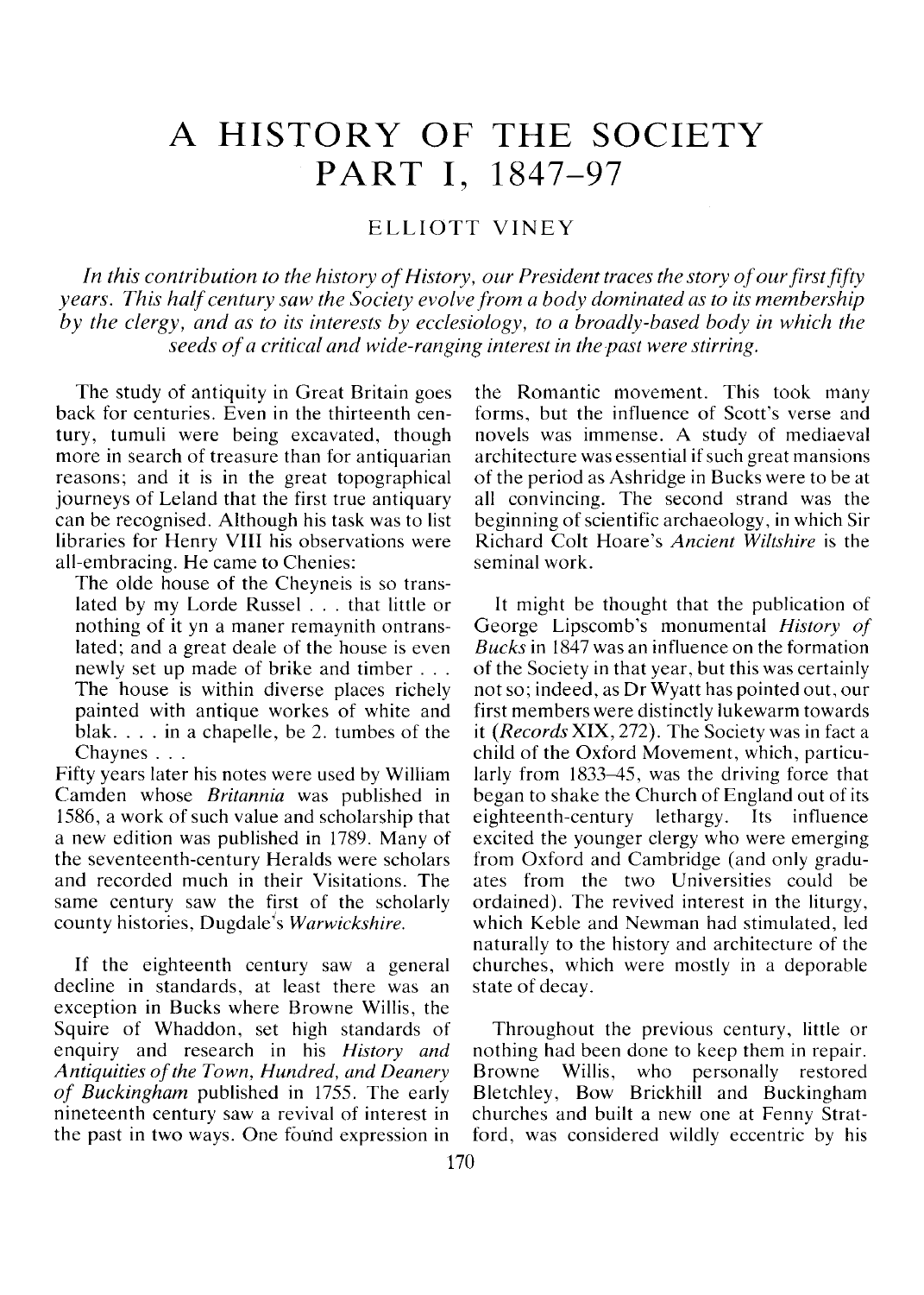# A HISTORY OF THE SOCIETY PART I, 1847–97

ELLIOTT VINEY

*In this contribution to the history of History, our President traces the story of our first fifty years. This half century saw the Society evolve from a body dominated as to its membership by the clergy, and as to its interests by ecclesiology, to a broadly-based body in which the seeds of a critical and wide-ranging interest in the past were stirring.*

The study of antiquity in Great Britain goes back for centuries. Even in the thirteenth century, tumuli were being excavated, though more in search of treasure than for antiquarian reasons; and it is in the great topographical journeys of Leland that the first true antiquary can be recognised. Although his task was to list libraries for Henry VIII his observations were all-embracing. He came to Chenies:

> The olde house of the Cheyneis is so translated by my Lorde Russel . . . that little or nothing of it yn a maner remaynith ontranslated; and a great deale of the house is even newly set up made of brike and timber . . . The house is within diverse places richely painted with antique workes of white and blak. . . . in a chapelle, be 2. tumbes of the Chaynes . . .

Fifty years later his notes were used by William Camden whose *Britannia* was published in 1586, a work of such value and scholarship that a new edition was published in 1789. Many of the seventeenth-century Heralds were scholars and recorded much in their Visitations. The same century saw the first of the scholarly county histories, Dugdale's *Warwickshire.*

If the eighteenth century saw a general decline in standards, at least there was an exception in Bucks where Browne Willis, the Squire of Whaddon, set high standards of enquiry and research in his *History and Antiquities of the Town, Hundred, and Deanery of Buckingham* published in 1755. The early nineteenth century saw a revival of interest in the past in two ways. One found expression in the Romantic movement. This took many forms, but the influence of Scott's verse and novels was immense. A study of mediaeval architecture was essential if such great mansions of the period as Ashridge in Bucks were to be at all convincing. The second strand was the beginning of scientific archaeology, in which Sir Richard Colt Hoare's *Ancient Wiltshire* is the seminal work.

It might be thought that the publication of George Lipscomb's monumental *History of Bucks* in 1847 was an influence on the formation of the Society in that year, but this was certainly not so; indeed, as Dr Wyatt has pointed out, our first members were distinctly lukewarm towards it (*Records* XIX, 272). The Society was in fact a child of the Oxford Movement, which, particularly from 1833–45, was the driving force that began to shake the Church of England out of its eighteenth-century lethargy. Its influence excited the younger clergy who were emerging from Oxford and Cambridge (and only graduates from the two Universities could be ordained). The revived interest in the liturgy, which Keble and Newman had stimulated, led naturally to the history and architecture of the churches, which were mostly in a deporable state of decay.

Throughout the previous century, little or nothing had been done to keep them in repair. Browne Willis, who personally restored Bletchley, Bow Brickhill and Buckingham churches and built a new one at Fenny Stratford, was considered wildly eccentric by his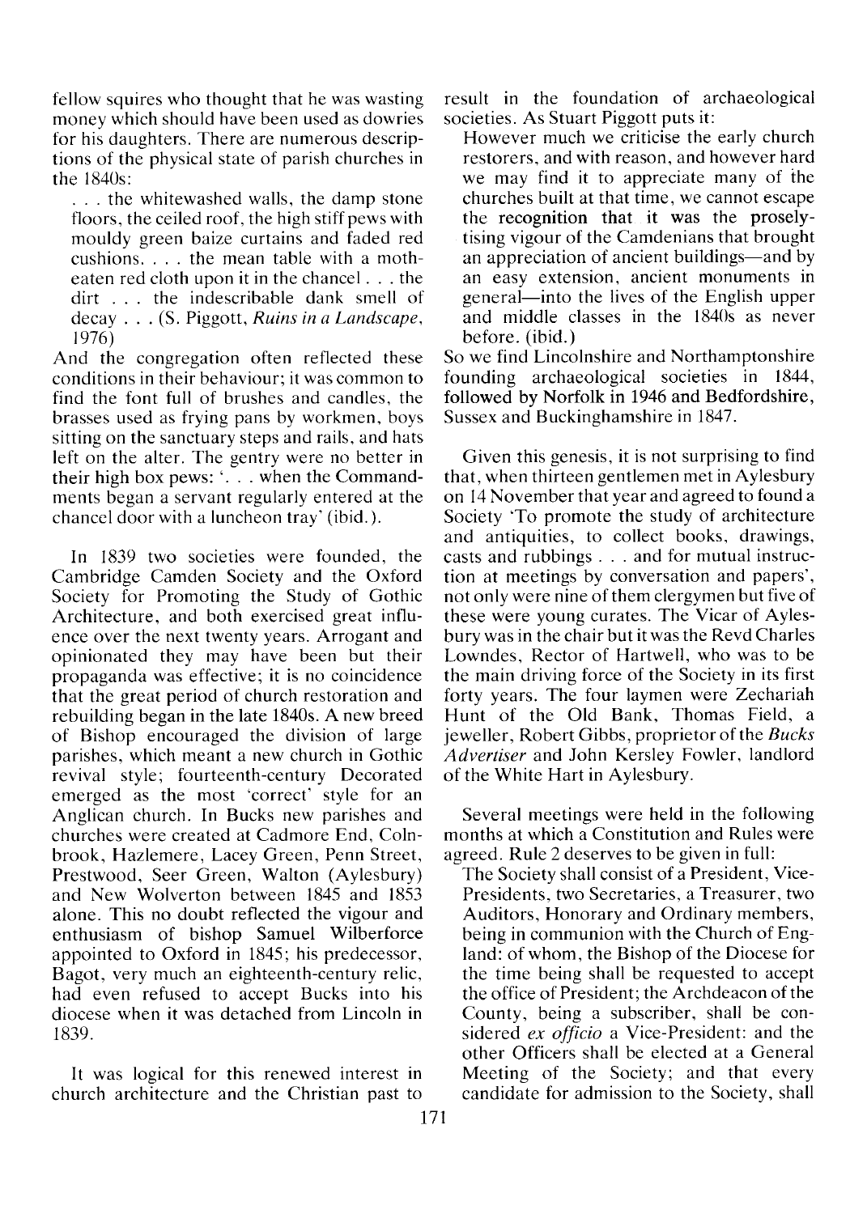fellow squires who thought that he was wasting money which should have been used as dowries for his daughters. There are numerous descriptions of the physical state of parish churches in the 1840s:

> . . . the whitewashed walls, the damp stone floors, the ceiled roof, the high stiff pews with mouldy green baize curtains and faded red cushions. . . . the mean table with a moth-eaten red cloth upon it in the chancel . . . the dirt . . . the indescribable dank smell of decay . . . (S. Piggott, *Ruins in a Landscape*, 1976)

And the congregation often reflected these conditions in their behaviour; it was common to find the font full of brushes and candles, the brasses used as frying pans by workmen, boys sitting on the sanctuary steps and rails, and hats left on the alter. The gentry were no better in their high box pews: '. . . when the Commandments began a servant regularly entered at the chancel door with a luncheon tray' (ibid.).

In 1839 two societies were founded, the Cambridge Camden Society and the Oxford Society for Promoting the Study of Gothic Architecture, and both exercised great influence over the next twenty years. Arrogant and opinionated they may have been but their propaganda was effective; it is no coincidence that the great period of church restoration and rebuilding began in the late 1840s. A new breed of Bishop encouraged the division of large parishes, which meant a new church in Gothic revival style; fourteenth-century Decorated emerged as the most 'correct' style for an Anglican church. In Bucks new parishes and churches were created at Cadmore End, Colnbrook, Hazlemere, Lacey Green, Penn Street, Prestwood, Seer Green, Walton (Aylesbury) and New Wolverton between 1845 and 1853 alone. This no doubt reflected the vigour and enthusiasm of bishop Samuel Wilberforce appointed to Oxford in 1845; his predecessor, Bagot, very much an eighteenth-century relic, had even refused to accept Bucks into his diocese when it was detached from Lincoln in 1839.

It was logical for this renewed interest in church architecture and the Christian past to result in the foundation of archaeological societies. As Stuart Piggott puts it:

> However much we criticise the early church restorers, and with reason, and however hard we may find it to appreciate many of the churches built at that time, we cannot escape the recognition that it was the proselytising vigour of the Camdenians that brought an appreciation of ancient buildings—and by an easy extension, ancient monuments in general—into the lives of the English upper and middle classes in the 1840s as never before. (ibid.)

So we find Lincolnshire and Northamptonshire founding archaeological societies in 1844, followed by Norfolk in 1946 and Bedfordshire, Sussex and Buckinghamshire in 1847.

Given this genesis, it is not surprising to find that, when thirteen gentlemen met in Aylesbury on 14 November that year and agreed to found a Society 'To promote the study of architecture and antiquities, to collect books, drawings, casts and rubbings . . . and for mutual instruction at meetings by conversation and papers', not only were nine of them clergymen but five of these were young curates. The Vicar of Aylesbury was in the chair but it was the Revd Charles Lowndes, Rector of Hartwell, who was to be the main driving force of the Society in its first forty years. The four laymen were Zechariah Hunt of the Old Bank, Thomas Field, a jeweller, Robert Gibbs, proprietor of the *Bucks Advertiser* and John Kersley Fowler, landlord of the White Hart in Aylesbury.

Several meetings were held in the following months at which a Constitution and Rules were agreed. Rule 2 deserves to be given in full:

> The Society shall consist of a President, Vice-Presidents, two Secretaries, a Treasurer, two Auditors, Honorary and Ordinary members, being in communion with the Church of England: of whom, the Bishop of the Diocese for the time being shall be requested to accept the office of President; the Archdeacon of the County, being a subscriber, shall be considered *ex officio* a Vice-President: and the other Officers shall be elected at a General Meeting of the Society; and that every candidate for admission to the Society, shall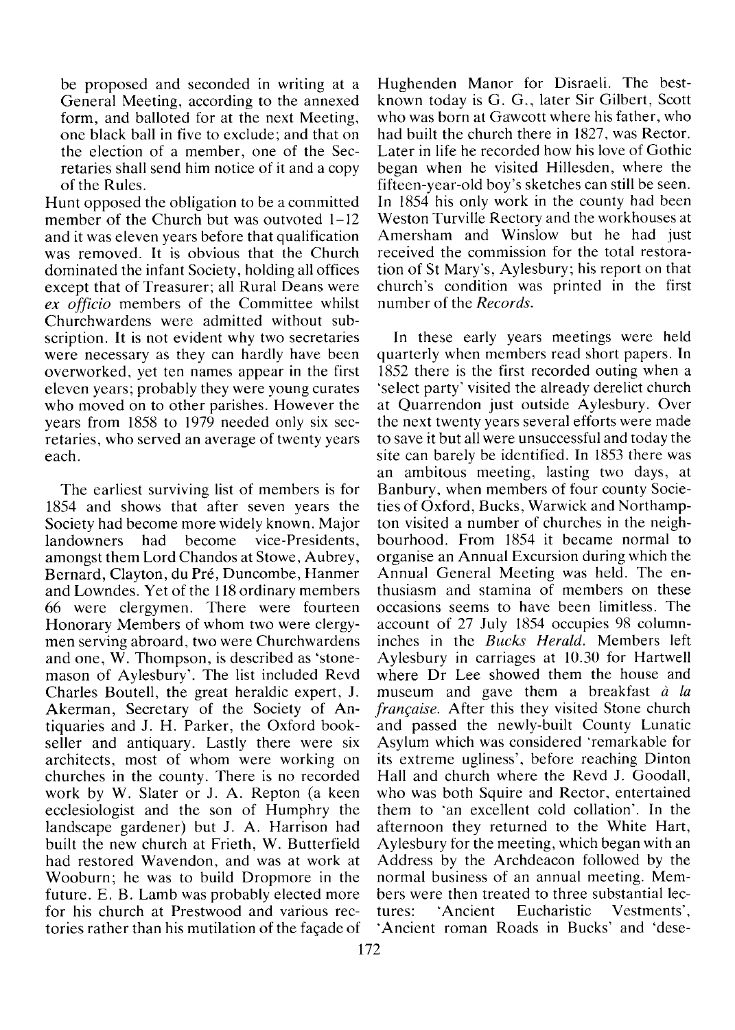be proposed and seconded in writing at a General Meeting, according to the annexed form, and balloted for at the next Meeting, one black ball in five to exclude; and that on the election of a member, one of the Secretaries shall send him notice of it and a copy of the Rules.

Hunt opposed the obligation to be a committed member of the Church but was outvoted 1–12 and it was eleven years before that qualification was removed. It is obvious that the Church dominated the infant Society, holding all offices except that of Treasurer; all Rural Deans were *ex officio* members of the Committee whilst Churchwardens were admitted without subscription. It is not evident why two secretaries were necessary as they can hardly have been overworked, yet ten names appear in the first eleven years; probably they were young curates who moved on to other parishes. However the years from 1858 to 1979 needed only six secretaries, who served an average of twenty years each.

The earliest surviving list of members is for 1854 and shows that after seven years the Society had become more widely known. Major landowners had become vice-Presidents, amongst them Lord Chandos at Stowe, Aubrey, Bernard, Clayton, du Pré, Duncombe, Hanmer and Lowndes. Yet of the 118 ordinary members 66 were clergymen. There were fourteen Honorary Members of whom two were clergymen serving abroard, two were Churchwardens and one, W. Thompson, is described as 'stonemason of Aylesbury'. The list included Revd Charles Boutell, the great heraldic expert, J. Akerman, Secretary of the Society of Antiquaries and J. H. Parker, the Oxford bookseller and antiquary. Lastly there were six architects, most of whom were working on churches in the county. There is no recorded work by W. Slater or J. A. Repton (a keen ecclesiologist and the son of Humphry the landscape gardener) but J. A. Harrison had built the new church at Frieth, W. Butterfield had restored Wavendon, and was at work at Wooburn; he was to build Dropmore in the future. E. B. Lamb was probably elected more for his church at Prestwood and various rectories rather than his mutilation of the façade of Hughenden Manor for Disraeli. The best-known today is G. G., later Sir Gilbert, Scott who was born at Gawcott where his father, who had built the church there in 1827, was Rector. Later in life he recorded how his love of Gothic began when he visited Hillesden, where the fifteen-year-old boy's sketches can still be seen. In 1854 his only work in the county had been Weston Turville Rectory and the workhouses at Amersham and Winslow but he had just received the commission for the total restoration of St Mary's, Aylesbury; his report on that church's condition was printed in the first number of the *Records*.

In these early years meetings were held quarterly when members read short papers. In 1852 there is the first recorded outing when a 'select party' visited the already derelict church at Quarrendon just outside Aylesbury. Over the next twenty years several efforts were made to save it but all were unsuccessful and today the site can barely be identified. In 1853 there was an ambitous meeting, lasting two days, at Banbury, when members of four county Societies of Oxford, Bucks, Warwick and Northampton visited a number of churches in the neighbourhood. From 1854 it became normal to organise an Annual Excursion during which the Annual General Meeting was held. The enthusiasm and stamina of members on these occasions seems to have been limitless. The account of 27 July 1854 occupies 98 column-inches in the *Bucks Herald*. Members left Aylesbury in carriages at 10.30 for Hartwell where Dr Lee showed them the house and museum and gave them a breakfast *à la française*. After this they visited Stone church and passed the newly-built County Lunatic Asylum which was considered 'remarkable for its extreme ugliness', before reaching Dinton Hall and church where the Revd J. Goodall, who was both Squire and Rector, entertained them to 'an excellent cold collation'. In the afternoon they returned to the White Hart, Aylesbury for the meeting, which began with an Address by the Archdeacon followed by the normal business of an annual meeting. Members were then treated to three substantial lectures: 'Ancient Eucharistic Vestments', 'Ancient roman Roads in Bucks' and 'dese-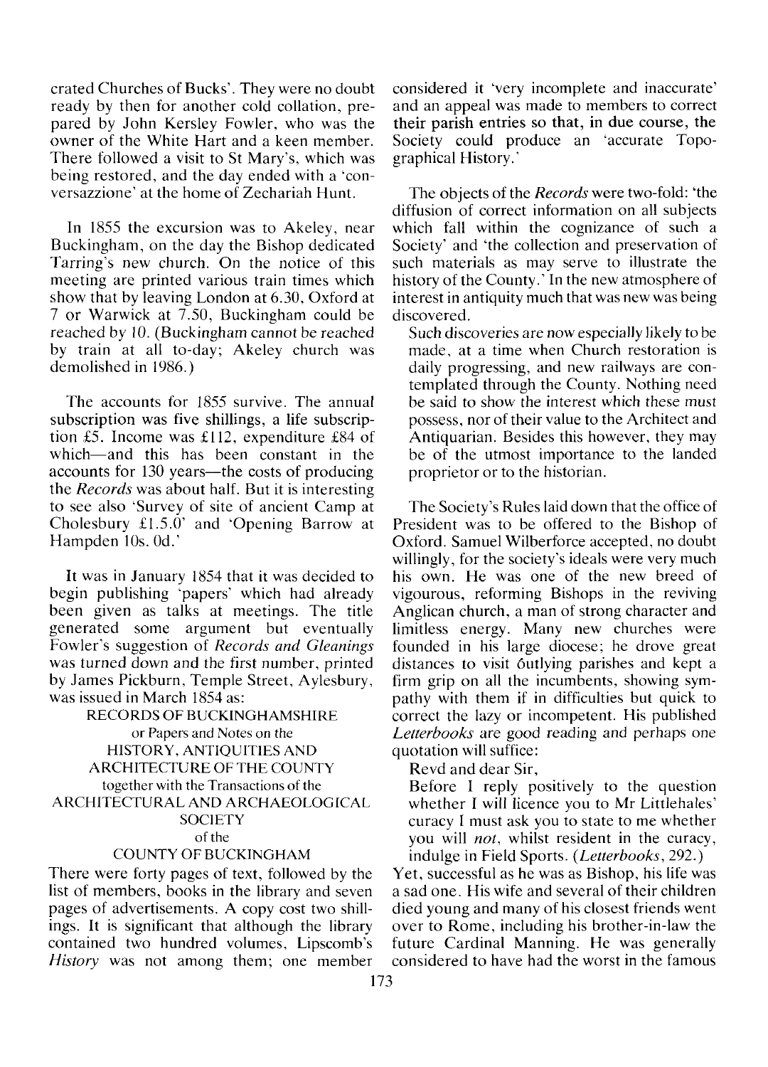crated Churches of Bucks'. They were no doubt ready by then for another cold collation, prepared by John Kersley Fowler, who was the owner of the White Hart and a keen member. There followed a visit to St Mary's, which was being restored, and the day ended with a 'conversazzione' at the home of Zechariah Hunt.

In 1855 the excursion was to Akeley, near Buckingham, on the day the Bishop dedicated Tarring's new church. On the notice of this meeting are printed various train times which show that by leaving London at 6.30, Oxford at 7 or Warwick at 7.50, Buckingham could be reached by 10. (Buckingham cannot be reached by train at all to-day; Akeley church was demolished in 1986.)

The accounts for 1855 survive. The annual subscription was five shillings, a life subscription £5. Income was £112, expenditure £84 of which—and this has been constant in the accounts for 130 years—the costs of producing the *Records* was about half. But it is interesting to see also 'Survey of site of ancient Camp at Cholesbury £1.5.0' and 'Opening Barrow at Hampden 10s. 0d.'

It was in January 1854 that it was decided to begin publishing 'papers' which had already been given as talks at meetings. The title generated some argument but eventually Fowler's suggestion of *Records and Gleanings* was turned down and the first number, printed by James Pickburn, Temple Street, Aylesbury, was issued in March 1854 as:

RECORDS OF BUCKINGHAMSHIRE
or Papers and Notes on the
HISTORY, ANTIQUITIES AND
ARCHITECTURE OF THE COUNTY
together with the Transactions of the
ARCHITECTURAL AND ARCHAEOLOGICAL
SOCIETY
of the
COUNTY OF BUCKINGHAM

There were forty pages of text, followed by the list of members, books in the library and seven pages of advertisements. A copy cost two shillings. It is significant that although the library contained two hundred volumes, Lipscomb's *History* was not among them; one member considered it 'very incomplete and inaccurate' and an appeal was made to members to correct their parish entries so that, in due course, the Society could produce an 'accurate Topographical History.'

The objects of the *Records* were two-fold: 'the diffusion of correct information on all subjects which fall within the cognizance of such a Society' and 'the collection and preservation of such materials as may serve to illustrate the history of the County.' In the new atmosphere of interest in antiquity much that was new was being discovered.

> Such discoveries are now especially likely to be made, at a time when Church restoration is daily progressing, and new railways are contemplated through the County. Nothing need be said to show the interest which these must possess, nor of their value to the Architect and Antiquarian. Besides this however, they may be of the utmost importance to the landed proprietor or to the historian.

The Society's Rules laid down that the office of President was to be offered to the Bishop of Oxford. Samuel Wilberforce accepted, no doubt willingly, for the society's ideals were very much his own. He was one of the new breed of vigourous, reforming Bishops in the reviving Anglican church, a man of strong character and limitless energy. Many new churches were founded in his large diocese; he drove great distances to visit outlying parishes and kept a firm grip on all the incumbents, showing sympathy with them if in difficulties but quick to correct the lazy or incompetent. His published *Letterbooks* are good reading and perhaps one quotation will suffice:

> Revd and dear Sir,
>
> Before I reply positively to the question whether I will licence you to Mr Littlehales' curacy I must ask you to state to me whether you will *not*, whilst resident in the curacy, indulge in Field Sports. (*Letterbooks*, 292.)

Yet, successful as he was as Bishop, his life was a sad one. His wife and several of their children died young and many of his closest friends went over to Rome, including his brother-in-law the future Cardinal Manning. He was generally considered to have had the worst in the famous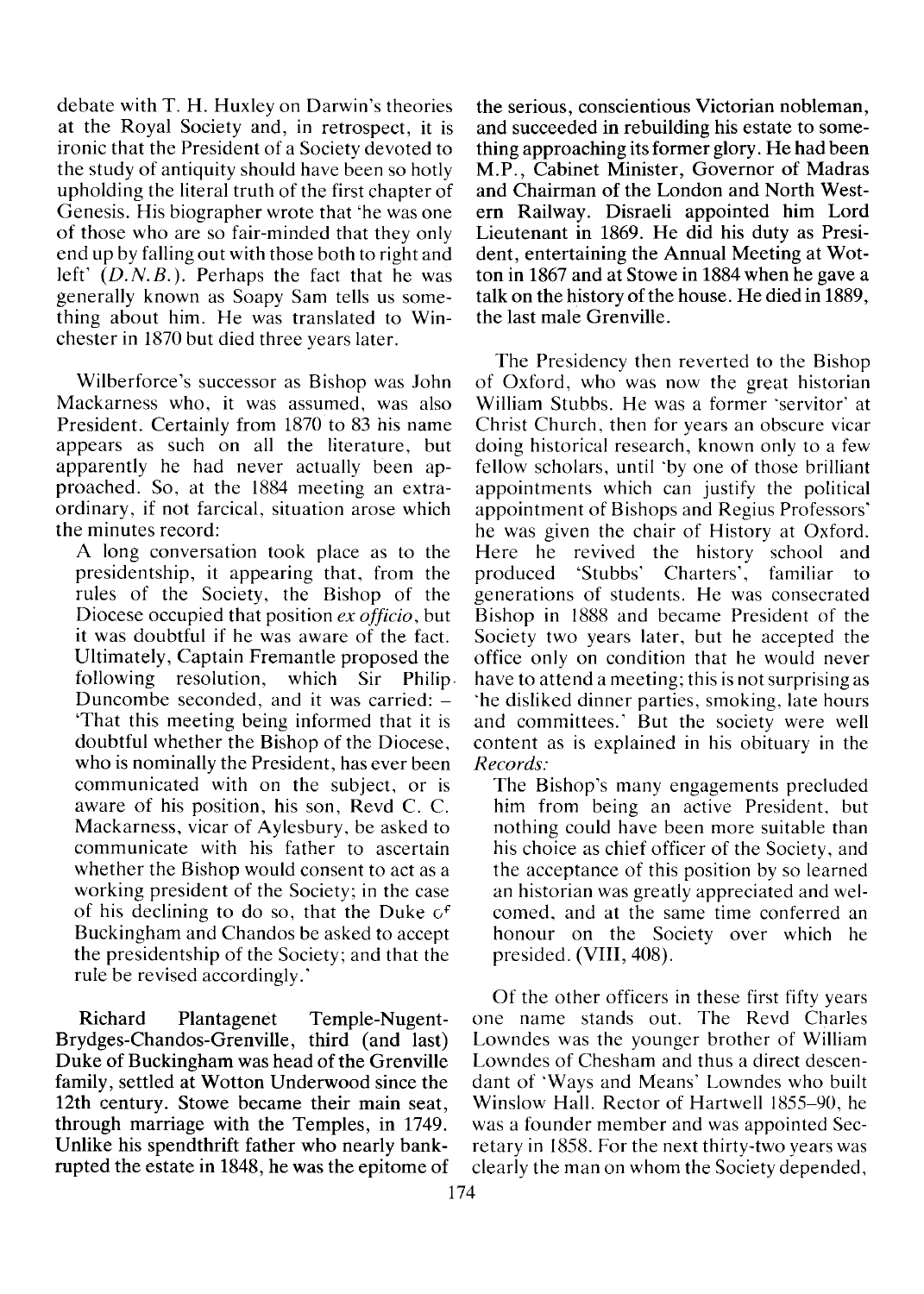debate with T. H. Huxley on Darwin's theories at the Royal Society and, in retrospect, it is ironic that the President of a Society devoted to the study of antiquity should have been so hotly upholding the literal truth of the first chapter of Genesis. His biographer wrote that 'he was one of those who are so fair-minded that they only end up by falling out with those both to right and left' (*D.N.B.*). Perhaps the fact that he was generally known as Soapy Sam tells us something about him. He was translated to Winchester in 1870 but died three years later.

Wilberforce's successor as Bishop was John Mackarness who, it was assumed, was also President. Certainly from 1870 to 83 his name appears as such on all the literature, but apparently he had never actually been approached. So, at the 1884 meeting an extraordinary, if not farcical, situation arose which the minutes record:

> A long conversation took place as to the presidentship, it appearing that, from the rules of the Society, the Bishop of the Diocese occupied that position *ex officio*, but it was doubtful if he was aware of the fact. Ultimately, Captain Fremantle proposed the following resolution, which Sir Philip Duncombe seconded, and it was carried: – 'That this meeting being informed that it is doubtful whether the Bishop of the Diocese, who is nominally the President, has ever been communicated with on the subject, or is aware of his position, his son, Revd C. C. Mackarness, vicar of Aylesbury, be asked to communicate with his father to ascertain whether the Bishop would consent to act as a working president of the Society; in the case of his declining to do so, that the Duke of Buckingham and Chandos be asked to accept the presidentship of the Society; and that the rule be revised accordingly.'

**Richard Plantagenet Temple-Nugent-Brydges-Chandos-Grenville, third (and last) Duke of Buckingham was head of the Grenville family, settled at Wotton Underwood since the 12th century. Stowe became their main seat, through marriage with the Temples, in 1749. Unlike his spendthrift father who nearly bankrupted the estate in 1848, he was the epitome of the serious, conscientious Victorian nobleman, and succeeded in rebuilding his estate to something approaching its former glory. He had been M.P., Cabinet Minister, Governor of Madras and Chairman of the London and North Western Railway. Disraeli appointed him Lord Lieutenant in 1869. He did his duty as President, entertaining the Annual Meeting at Wotton in 1867 and at Stowe in 1884 when he gave a talk on the history of the house. He died in 1889, the last male Grenville.**

The Presidency then reverted to the Bishop of Oxford, who was now the great historian William Stubbs. He was a former 'servitor' at Christ Church, then for years an obscure vicar doing historical research, known only to a few fellow scholars, until 'by one of those brilliant appointments which can justify the political appointment of Bishops and Regius Professors' he was given the chair of History at Oxford. Here he revived the history school and produced 'Stubbs' Charters', familiar to generations of students. He was consecrated Bishop in 1888 and became President of the Society two years later, but he accepted the office only on condition that he would never have to attend a meeting; this is not surprising as 'he disliked dinner parties, smoking, late hours and committees.' But the society were well content as is explained in his obituary in the *Records:*

> The Bishop's many engagements precluded him from being an active President, but nothing could have been more suitable than his choice as chief officer of the Society, and the acceptance of this position by so learned an historian was greatly appreciated and welcomed, and at the same time conferred an honour on the Society over which he presided. (VIII, 408).

Of the other officers in these first fifty years one name stands out. The Revd Charles Lowndes was the younger brother of William Lowndes of Chesham and thus a direct descendant of 'Ways and Means' Lowndes who built Winslow Hall. Rector of Hartwell 1855–90, he was a founder member and was appointed Secretary in 1858. For the next thirty-two years was clearly the man on whom the Society depended,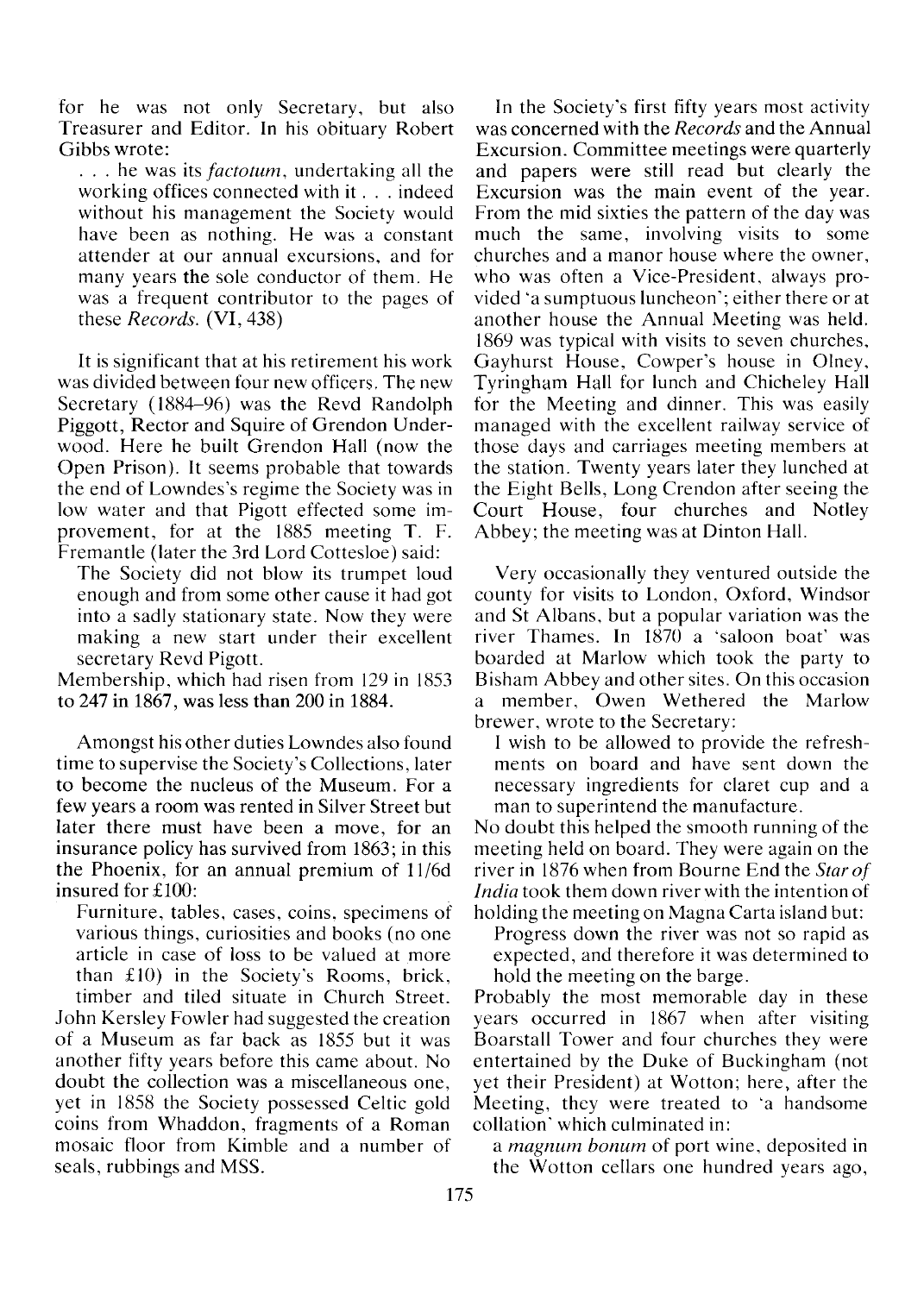for he was not only Secretary, but also Treasurer and Editor. In his obituary Robert Gibbs wrote:

> . . . he was its *factotum*, undertaking all the working offices connected with it . . . indeed without his management the Society would have been as nothing. He was a constant attender at our annual excursions, and for many years the sole conductor of them. He was a frequent contributor to the pages of these *Records*. (VI, 438)

It is significant that at his retirement his work was divided between four new officers. The new Secretary (1884–96) was the Revd Randolph Piggott, Rector and Squire of Grendon Underwood. Here he built Grendon Hall (now the Open Prison). It seems probable that towards the end of Lowndes's regime the Society was in low water and that Pigott effected some improvement, for at the 1885 meeting T. F. Fremantle (later the 3rd Lord Cottesloe) said:

> The Society did not blow its trumpet loud enough and from some other cause it had got into a sadly stationary state. Now they were making a new start under their excellent secretary Revd Pigott.

Membership, which had risen from 129 in 1853 to 247 in 1867, was less than 200 in 1884.

Amongst his other duties Lowndes also found time to supervise the Society's Collections, later to become the nucleus of the Museum. For a few years a room was rented in Silver Street but later there must have been a move, for an insurance policy has survived from 1863; in this the Phoenix, for an annual premium of 11/6d insured for £100:

> Furniture, tables, cases, coins, specimens of various things, curiosities and books (no one article in case of loss to be valued at more than £10) in the Society's Rooms, brick, timber and tiled situate in Church Street.

John Kersley Fowler had suggested the creation of a Museum as far back as 1855 but it was another fifty years before this came about. No doubt the collection was a miscellaneous one, yet in 1858 the Society possessed Celtic gold coins from Whaddon, fragments of a Roman mosaic floor from Kimble and a number of seals, rubbings and MSS.

In the Society's first fifty years most activity was concerned with the *Records* and the Annual Excursion. Committee meetings were quarterly and papers were still read but clearly the Excursion was the main event of the year. From the mid sixties the pattern of the day was much the same, involving visits to some churches and a manor house where the owner, who was often a Vice-President, always provided 'a sumptuous luncheon'; either there or at another house the Annual Meeting was held. 1869 was typical with visits to seven churches, Gayhurst House, Cowper's house in Olney, Tyringham Hall for lunch and Chicheley Hall for the Meeting and dinner. This was easily managed with the excellent railway service of those days and carriages meeting members at the station. Twenty years later they lunched at the Eight Bells, Long Crendon after seeing the Court House, four churches and Notley Abbey; the meeting was at Dinton Hall.

Very occasionally they ventured outside the county for visits to London, Oxford, Windsor and St Albans, but a popular variation was the river Thames. In 1870 a 'saloon boat' was boarded at Marlow which took the party to Bisham Abbey and other sites. On this occasion a member, Owen Wethered the Marlow brewer, wrote to the Secretary:

> I wish to be allowed to provide the refreshments on board and have sent down the necessary ingredients for claret cup and a man to superintend the manufacture.

No doubt this helped the smooth running of the meeting held on board. They were again on the river in 1876 when from Bourne End the *Star of India* took them down river with the intention of holding the meeting on Magna Carta island but:

> Progress down the river was not so rapid as expected, and therefore it was determined to hold the meeting on the barge.

Probably the most memorable day in these years occurred in 1867 when after visiting Boarstall Tower and four churches they were entertained by the Duke of Buckingham (not yet their President) at Wotton; here, after the Meeting, they were treated to 'a handsome collation' which culminated in:

> a *magnum bonum* of port wine, deposited in the Wotton cellars one hundred years ago,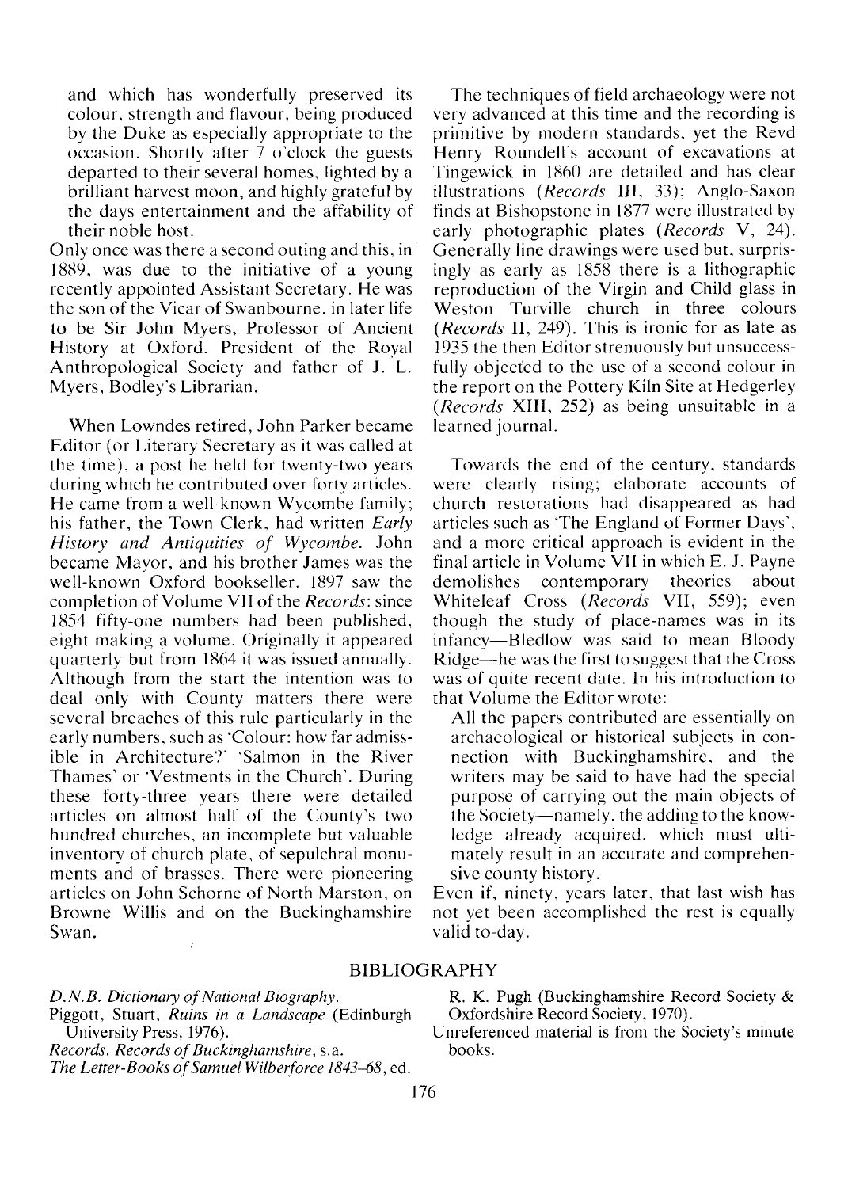and which has wonderfully preserved its colour, strength and flavour, being produced by the Duke as especially appropriate to the occasion. Shortly after 7 o'clock the guests departed to their several homes, lighted by a brilliant harvest moon, and highly grateful by the days entertainment and the affability of their noble host.

Only once was there a second outing and this, in 1889, was due to the initiative of a young recently appointed Assistant Secretary. He was the son of the Vicar of Swanbourne, in later life to be Sir John Myers, Professor of Ancient History at Oxford. President of the Royal Anthropological Society and father of J. L. Myers, Bodley's Librarian.

When Lowndes retired, John Parker became Editor (or Literary Secretary as it was called at the time), a post he held for twenty-two years during which he contributed over forty articles. He came from a well-known Wycombe family; his father, the Town Clerk, had written *Early History and Antiquities of Wycombe*. John became Mayor, and his brother James was the well-known Oxford bookseller. 1897 saw the completion of Volume VII of the *Records*: since 1854 fifty-one numbers had been published, eight making a volume. Originally it appeared quarterly but from 1864 it was issued annually. Although from the start the intention was to deal only with County matters there were several breaches of this rule particularly in the early numbers, such as 'Colour: how far admissible in Architecture?' 'Salmon in the River Thames' or 'Vestments in the Church'. During these forty-three years there were detailed articles on almost half of the County's two hundred churches, an incomplete but valuable inventory of church plate, of sepulchral monuments and of brasses. There were pioneering articles on John Schorne of North Marston, on Browne Willis and on the Buckinghamshire Swan.

The techniques of field archaeology were not very advanced at this time and the recording is primitive by modern standards, yet the Revd Henry Roundell's account of excavations at Tingewick in 1860 are detailed and has clear illustrations (*Records* III, 33); Anglo-Saxon finds at Bishopstone in 1877 were illustrated by early photographic plates (*Records* V, 24). Generally line drawings were used but, surprisingly as early as 1858 there is a lithographic reproduction of the Virgin and Child glass in Weston Turville church in three colours (*Records* II, 249). This is ironic for as late as 1935 the then Editor strenuously but unsuccessfully objected to the use of a second colour in the report on the Pottery Kiln Site at Hedgerley (*Records* XIII, 252) as being unsuitable in a learned journal.

Towards the end of the century, standards were clearly rising; elaborate accounts of church restorations had disappeared as had articles such as 'The England of Former Days', and a more critical approach is evident in the final article in Volume VII in which E. J. Payne demolishes contemporary theories about Whiteleaf Cross (*Records* VII, 559); even though the study of place-names was in its infancy—Bledlow was said to mean Bloody Ridge—he was the first to suggest that the Cross was of quite recent date. In his introduction to that Volume the Editor wrote:

> All the papers contributed are essentially on archaeological or historical subjects in connection with Buckinghamshire, and the writers may be said to have had the special purpose of carrying out the main objects of the Society—namely, the adding to the knowledge already acquired, which must ultimately result in an accurate and comprehensive county history.

Even if, ninety, years later, that last wish has not yet been accomplished the rest is equally valid to-day.

## BIBLIOGRAPHY

*D.N.B. Dictionary of National Biography.*

Piggott, Stuart, *Ruins in a Landscape* (Edinburgh University Press, 1976).

*Records. Records of Buckinghamshire*, s.a.

*The Letter-Books of Samuel Wilberforce 1843–68*, ed. R. K. Pugh (Buckinghamshire Record Society & Oxfordshire Record Society, 1970).

Unreferenced material is from the Society's minute books.